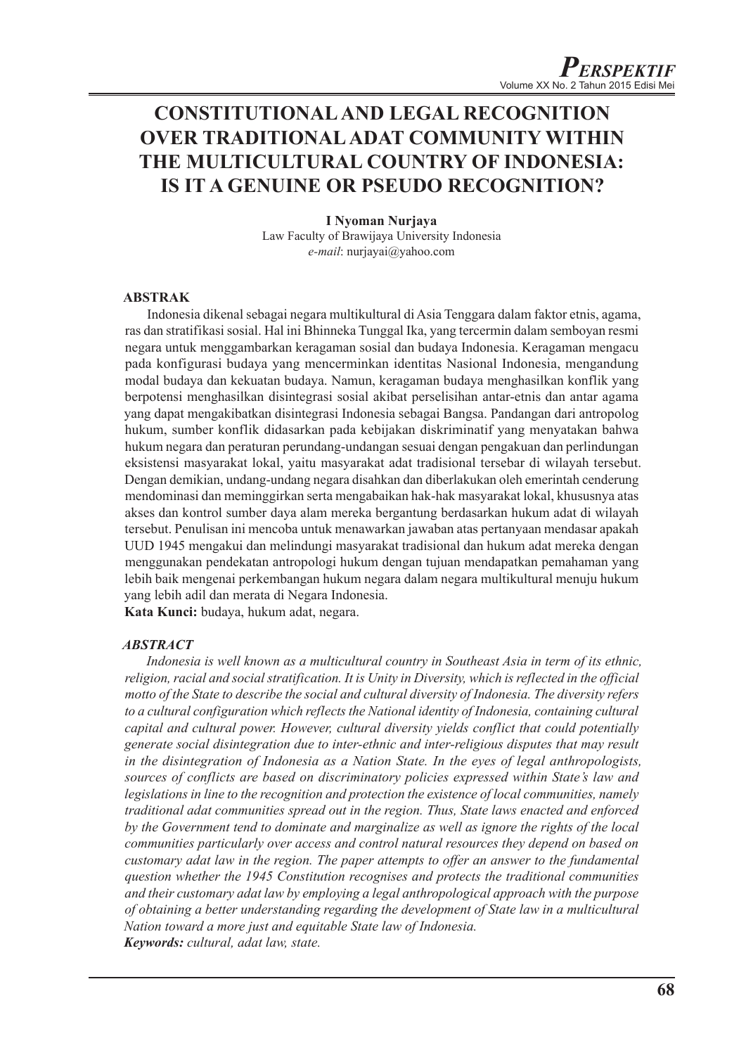# CONSTITUTIONAL AND LEGAL RECOGNITION OVER TRADITIONAL ADAT COMMUNITY WITHIN THE MULTICULTURAL COUNTRY OF INDONESIA: IS IT A GENUINE OR PSEUDO RECOGNITION?

**I Nyoman Nurjaya**
Law Faculty of Brawijaya University Indonesia
*e-mail*: nurjayai@yahoo.com

## ABSTRAK

Indonesia dikenal sebagai negara multikultural di Asia Tenggara dalam faktor etnis, agama, ras dan stratifikasi sosial. Hal ini Bhinneka Tunggal Ika, yang tercermin dalam semboyan resmi negara untuk menggambarkan keragaman sosial dan budaya Indonesia. Keragaman mengacu pada konfigurasi budaya yang mencerminkan identitas Nasional Indonesia, mengandung modal budaya dan kekuatan budaya. Namun, keragaman budaya menghasilkan konflik yang berpotensi menghasilkan disintegrasi sosial akibat perselisihan antar-etnis dan antar agama yang dapat mengakibatkan disintegrasi Indonesia sebagai Bangsa. Pandangan dari antropolog hukum, sumber konflik didasarkan pada kebijakan diskriminatif yang menyatakan bahwa hukum negara dan peraturan perundang-undangan sesuai dengan pengakuan dan perlindungan eksistensi masyarakat lokal, yaitu masyarakat adat tradisional tersebar di wilayah tersebut. Dengan demikian, undang-undang negara disahkan dan diberlakukan oleh emerintah cenderung mendominasi dan meminggirkan serta mengabaikan hak-hak masyarakat lokal, khususnya atas akses dan kontrol sumber daya alam mereka bergantung berdasarkan hukum adat di wilayah tersebut. Penulisan ini mencoba untuk menawarkan jawaban atas pertanyaan mendasar apakah UUD 1945 mengakui dan melindungi masyarakat tradisional dan hukum adat mereka dengan menggunakan pendekatan antropologi hukum dengan tujuan mendapatkan pemahaman yang lebih baik mengenai perkembangan hukum negara dalam negara multikultural menuju hukum yang lebih adil dan merata di Negara Indonesia.

**Kata Kunci:** budaya, hukum adat, negara.

## *ABSTRACT*

*Indonesia is well known as a multicultural country in Southeast Asia in term of its ethnic, religion, racial and social stratification. It is Unity in Diversity, which is reflected in the official motto of the State to describe the social and cultural diversity of Indonesia. The diversity refers to a cultural configuration which reflects the National identity of Indonesia, containing cultural capital and cultural power. However, cultural diversity yields conflict that could potentially generate social disintegration due to inter-ethnic and inter-religious disputes that may result in the disintegration of Indonesia as a Nation State. In the eyes of legal anthropologists, sources of conflicts are based on discriminatory policies expressed within State's law and legislations in line to the recognition and protection the existence of local communities, namely traditional adat communities spread out in the region. Thus, State laws enacted and enforced by the Government tend to dominate and marginalize as well as ignore the rights of the local communities particularly over access and control natural resources they depend on based on customary adat law in the region. The paper attempts to offer an answer to the fundamental question whether the 1945 Constitution recognises and protects the traditional communities and their customary adat law by employing a legal anthropological approach with the purpose of obtaining a better understanding regarding the development of State law in a multicultural Nation toward a more just and equitable State law of Indonesia.*

***Keywords:*** *cultural, adat law, state.*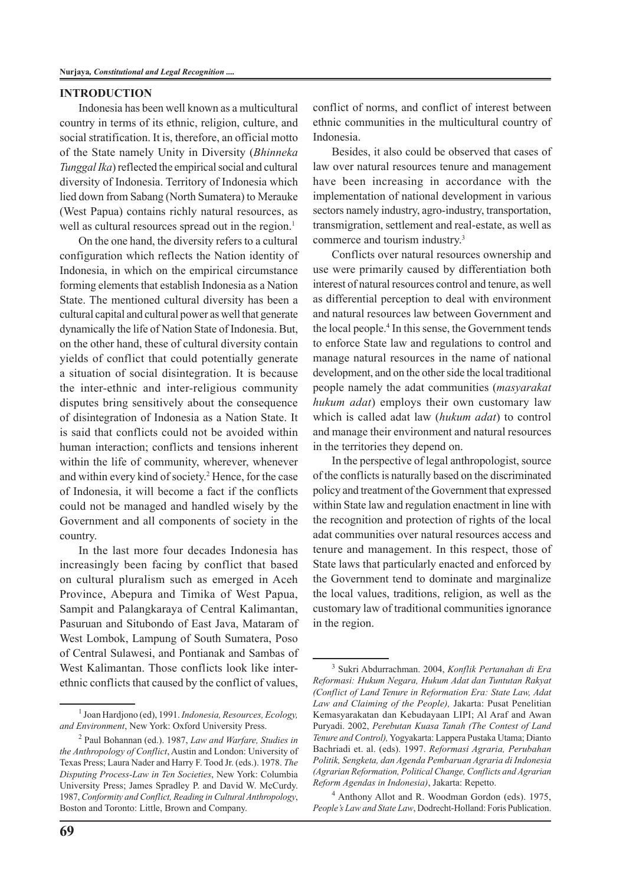## INTRODUCTION

Indonesia has been well known as a multicultural country in terms of its ethnic, religion, culture, and social stratification. It is, therefore, an official motto of the State namely Unity in Diversity (*Bhinneka Tunggal Ika*) reflected the empirical social and cultural diversity of Indonesia. Territory of Indonesia which lied down from Sabang (North Sumatera) to Merauke (West Papua) contains richly natural resources, as well as cultural resources spread out in the region.[1]

On the one hand, the diversity refers to a cultural configuration which reflects the Nation identity of Indonesia, in which on the empirical circumstance forming elements that establish Indonesia as a Nation State. The mentioned cultural diversity has been a cultural capital and cultural power as well that generate dynamically the life of Nation State of Indonesia. But, on the other hand, these of cultural diversity contain yields of conflict that could potentially generate a situation of social disintegration. It is because the inter-ethnic and inter-religious community disputes bring sensitively about the consequence of disintegration of Indonesia as a Nation State. It is said that conflicts could not be avoided within human interaction; conflicts and tensions inherent within the life of community, wherever, whenever and within every kind of society.[2] Hence, for the case of Indonesia, it will become a fact if the conflicts could not be managed and handled wisely by the Government and all components of society in the country.

In the last more four decades Indonesia has increasingly been facing by conflict that based on cultural pluralism such as emerged in Aceh Province, Abepura and Timika of West Papua, Sampit and Palangkaraya of Central Kalimantan, Pasuruan and Situbondo of East Java, Mataram of West Lombok, Lampung of South Sumatera, Poso of Central Sulawesi, and Pontianak and Sambas of West Kalimantan. Those conflicts look like inter-ethnic conflicts that caused by the conflict of values, conflict of norms, and conflict of interest between ethnic communities in the multicultural country of Indonesia.

Besides, it also could be observed that cases of law over natural resources tenure and management have been increasing in accordance with the implementation of national development in various sectors namely industry, agro-industry, transportation, transmigration, settlement and real-estate, as well as commerce and tourism industry.[3]

Conflicts over natural resources ownership and use were primarily caused by differentiation both interest of natural resources control and tenure, as well as differential perception to deal with environment and natural resources law between Government and the local people.[4] In this sense, the Government tends to enforce State law and regulations to control and manage natural resources in the name of national development, and on the other side the local traditional people namely the adat communities (*masyarakat hukum adat*) employs their own customary law which is called adat law (*hukum adat*) to control and manage their environment and natural resources in the territories they depend on.

In the perspective of legal anthropologist, source of the conflicts is naturally based on the discriminated policy and treatment of the Government that expressed within State law and regulation enactment in line with the recognition and protection of rights of the local adat communities over natural resources access and tenure and management. In this respect, those of State laws that particularly enacted and enforced by the Government tend to dominate and marginalize the local values, traditions, religion, as well as the customary law of traditional communities ignorance in the region.

---

[1] Joan Hardjono (ed), 1991. *Indonesia, Resources, Ecology, and Environment*, New York: Oxford University Press.

[2] Paul Bohannan (ed.). 1987, *Law and Warfare, Studies in the Anthropology of Conflict*, Austin and London: University of Texas Press; Laura Nader and Harry F. Tood Jr. (eds.). 1978. *The Disputing Process-Law in Ten Societies*, New York: Columbia University Press; James Spradley P. and David W. McCurdy. 1987, *Conformity and Conflict, Reading in Cultural Anthropology*, Boston and Toronto: Little, Brown and Company.

[3] Sukri Abdurrachman. 2004, *Konflik Pertanahan di Era Reformasi: Hukum Negara, Hukum Adat dan Tuntutan Rakyat (Conflict of Land Tenure in Reformation Era: State Law, Adat Law and Claiming of the People),* Jakarta: Pusat Penelitian Kemasyarakatan dan Kebudayaan LIPI; Al Araf and Awan Puryadi. 2002, *Perebutan Kuasa Tanah (The Contest of Land Tenure and Control),* Yogyakarta: Lappera Pustaka Utama; Dianto Bachriadi et. al. (eds). 1997. *Reformasi Agraria, Perubahan Politik, Sengketa, dan Agenda Pembaruan Agraria di Indonesia (Agrarian Reformation, Political Change, Conflicts and Agrarian Reform Agendas in Indonesia)*, Jakarta: Repetto.

[4] Anthony Allot and R. Woodman Gordon (eds). 1975, *People's Law and State Law*, Dodrecht-Holland: Foris Publication.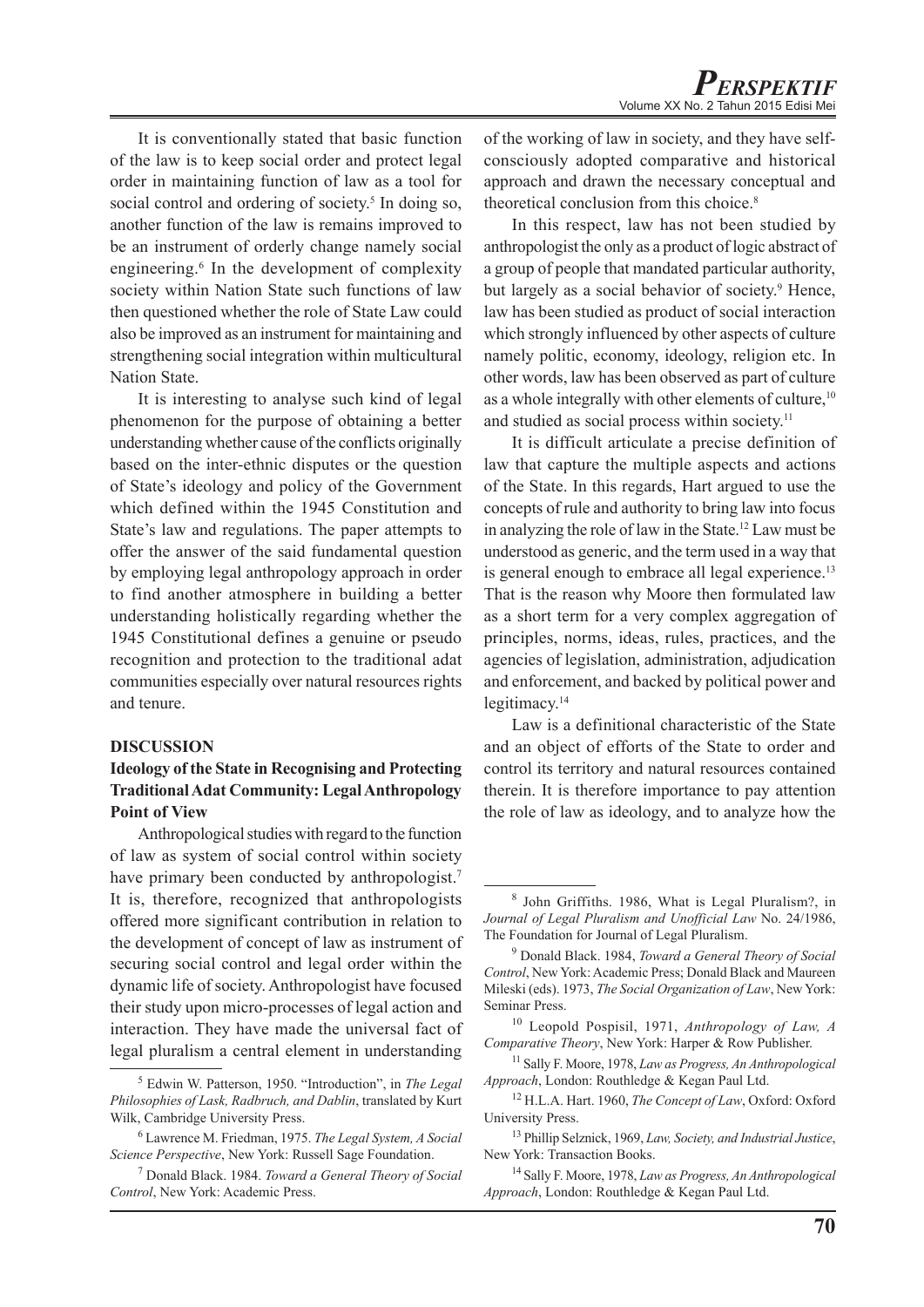It is conventionally stated that basic function of the law is to keep social order and protect legal order in maintaining function of law as a tool for social control and ordering of society.[5] In doing so, another function of the law is remains improved to be an instrument of orderly change namely social engineering.[6] In the development of complexity society within Nation State such functions of law then questioned whether the role of State Law could also be improved as an instrument for maintaining and strengthening social integration within multicultural Nation State.

It is interesting to analyse such kind of legal phenomenon for the purpose of obtaining a better understanding whether cause of the conflicts originally based on the inter-ethnic disputes or the question of State's ideology and policy of the Government which defined within the 1945 Constitution and State's law and regulations. The paper attempts to offer the answer of the said fundamental question by employing legal anthropology approach in order to find another atmosphere in building a better understanding holistically regarding whether the 1945 Constitutional defines a genuine or pseudo recognition and protection to the traditional adat communities especially over natural resources rights and tenure.

## DISCUSSION

### Ideology of the State in Recognising and Protecting Traditional Adat Community: Legal Anthropology Point of View

Anthropological studies with regard to the function of law as system of social control within society have primary been conducted by anthropologist.[7] It is, therefore, recognized that anthropologists offered more significant contribution in relation to the development of concept of law as instrument of securing social control and legal order within the dynamic life of society. Anthropologist have focused their study upon micro-processes of legal action and interaction. They have made the universal fact of legal pluralism a central element in understanding of the working of law in society, and they have self-consciously adopted comparative and historical approach and drawn the necessary conceptual and theoretical conclusion from this choice.[8]

In this respect, law has not been studied by anthropologist the only as a product of logic abstract of a group of people that mandated particular authority, but largely as a social behavior of society.[9] Hence, law has been studied as product of social interaction which strongly influenced by other aspects of culture namely politic, economy, ideology, religion etc. In other words, law has been observed as part of culture as a whole integrally with other elements of culture,[10] and studied as social process within society.[11]

It is difficult articulate a precise definition of law that capture the multiple aspects and actions of the State. In this regards, Hart argued to use the concepts of rule and authority to bring law into focus in analyzing the role of law in the State.[12] Law must be understood as generic, and the term used in a way that is general enough to embrace all legal experience.[13] That is the reason why Moore then formulated law as a short term for a very complex aggregation of principles, norms, ideas, rules, practices, and the agencies of legislation, administration, adjudication and enforcement, and backed by political power and legitimacy.[14]

Law is a definitional characteristic of the State and an object of efforts of the State to order and control its territory and natural resources contained therein. It is therefore importance to pay attention the role of law as ideology, and to analyze how the

---

[5] Edwin W. Patterson, 1950. "Introduction", in *The Legal Philosophies of Lask, Radbruch, and Dablin*, translated by Kurt Wilk, Cambridge University Press.

[6] Lawrence M. Friedman, 1975. *The Legal System, A Social Science Perspective*, New York: Russell Sage Foundation.

[7] Donald Black. 1984. *Toward a General Theory of Social Control*, New York: Academic Press.

[8] John Griffiths. 1986, What is Legal Pluralism?, in *Journal of Legal Pluralism and Unofficial Law* No. 24/1986, The Foundation for Journal of Legal Pluralism.

[9] Donald Black. 1984, *Toward a General Theory of Social Control*, New York: Academic Press; Donald Black and Maureen Mileski (eds). 1973, *The Social Organization of Law*, New York: Seminar Press.

[10] Leopold Pospisil, 1971, *Anthropology of Law, A Comparative Theory*, New York: Harper & Row Publisher.

[11] Sally F. Moore, 1978, *Law as Progress, An Anthropological Approach*, London: Routhledge & Kegan Paul Ltd.

[12] H.L.A. Hart. 1960, *The Concept of Law*, Oxford: Oxford University Press.

[13] Phillip Selznick, 1969, *Law, Society, and Industrial Justice*, New York: Transaction Books.

[14] Sally F. Moore, 1978, *Law as Progress, An Anthropological Approach*, London: Routhledge & Kegan Paul Ltd.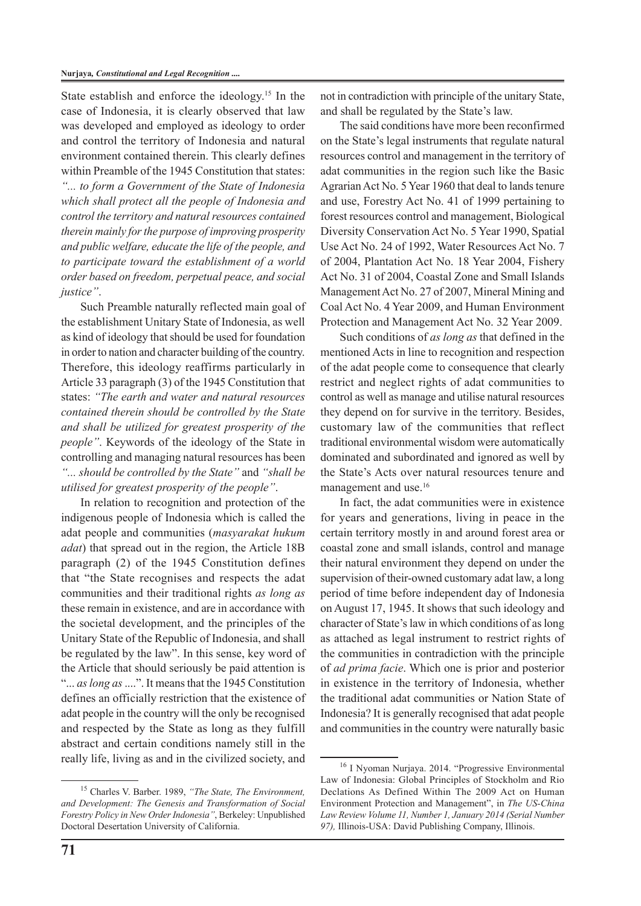State establish and enforce the ideology.[15] In the case of Indonesia, it is clearly observed that law was developed and employed as ideology to order and control the territory of Indonesia and natural environment contained therein. This clearly defines within Preamble of the 1945 Constitution that states: *"... to form a Government of the State of Indonesia which shall protect all the people of Indonesia and control the territory and natural resources contained therein mainly for the purpose of improving prosperity and public welfare, educate the life of the people, and to participate toward the establishment of a world order based on freedom, perpetual peace, and social justice"*.

Such Preamble naturally reflected main goal of the establishment Unitary State of Indonesia, as well as kind of ideology that should be used for foundation in order to nation and character building of the country. Therefore, this ideology reaffirms particularly in Article 33 paragraph (3) of the 1945 Constitution that states: *"The earth and water and natural resources contained therein should be controlled by the State and shall be utilized for greatest prosperity of the people"*. Keywords of the ideology of the State in controlling and managing natural resources has been *"... should be controlled by the State"* and *"shall be utilised for greatest prosperity of the people"*.

In relation to recognition and protection of the indigenous people of Indonesia which is called the adat people and communities (*masyarakat hukum adat*) that spread out in the region, the Article 18B paragraph (2) of the 1945 Constitution defines that "the State recognises and respects the adat communities and their traditional rights *as long as* these remain in existence, and are in accordance with the societal development, and the principles of the Unitary State of the Republic of Indonesia, and shall be regulated by the law". In this sense, key word of the Article that should seriously be paid attention is "*... as long as ....*". It means that the 1945 Constitution defines an officially restriction that the existence of adat people in the country will the only be recognised and respected by the State as long as they fulfill abstract and certain conditions namely still in the really life, living as and in the civilized society, and not in contradiction with principle of the unitary State, and shall be regulated by the State's law.

The said conditions have more been reconfirmed on the State's legal instruments that regulate natural resources control and management in the territory of adat communities in the region such like the Basic Agrarian Act No. 5 Year 1960 that deal to lands tenure and use, Forestry Act No. 41 of 1999 pertaining to forest resources control and management, Biological Diversity Conservation Act No. 5 Year 1990, Spatial Use Act No. 24 of 1992, Water Resources Act No. 7 of 2004, Plantation Act No. 18 Year 2004, Fishery Act No. 31 of 2004, Coastal Zone and Small Islands Management Act No. 27 of 2007, Mineral Mining and Coal Act No. 4 Year 2009, and Human Environment Protection and Management Act No. 32 Year 2009.

Such conditions of *as long as* that defined in the mentioned Acts in line to recognition and respection of the adat people come to consequence that clearly restrict and neglect rights of adat communities to control as well as manage and utilise natural resources they depend on for survive in the territory. Besides, customary law of the communities that reflect traditional environmental wisdom were automatically dominated and subordinated and ignored as well by the State's Acts over natural resources tenure and management and use.[16]

In fact, the adat communities were in existence for years and generations, living in peace in the certain territory mostly in and around forest area or coastal zone and small islands, control and manage their natural environment they depend on under the supervision of their-owned customary adat law, a long period of time before independent day of Indonesia on August 17, 1945. It shows that such ideology and character of State's law in which conditions of as long as attached as legal instrument to restrict rights of the communities in contradiction with the principle of *ad prima facie*. Which one is prior and posterior in existence in the territory of Indonesia, whether the traditional adat communities or Nation State of Indonesia? It is generally recognised that adat people and communities in the country were naturally basic

---

[15] Charles V. Barber. 1989, *"The State, The Environment, and Development: The Genesis and Transformation of Social Forestry Policy in New Order Indonesia"*, Berkeley: Unpublished Doctoral Desertation University of California.

[16] I Nyoman Nurjaya. 2014. "Progressive Environmental Law of Indonesia: Global Principles of Stockholm and Rio Declations As Defined Within The 2009 Act on Human Environment Protection and Management", in *The US-China Law Review Volume 11, Number 1, January 2014 (Serial Number 97),* Illinois-USA: David Publishing Company, Illinois.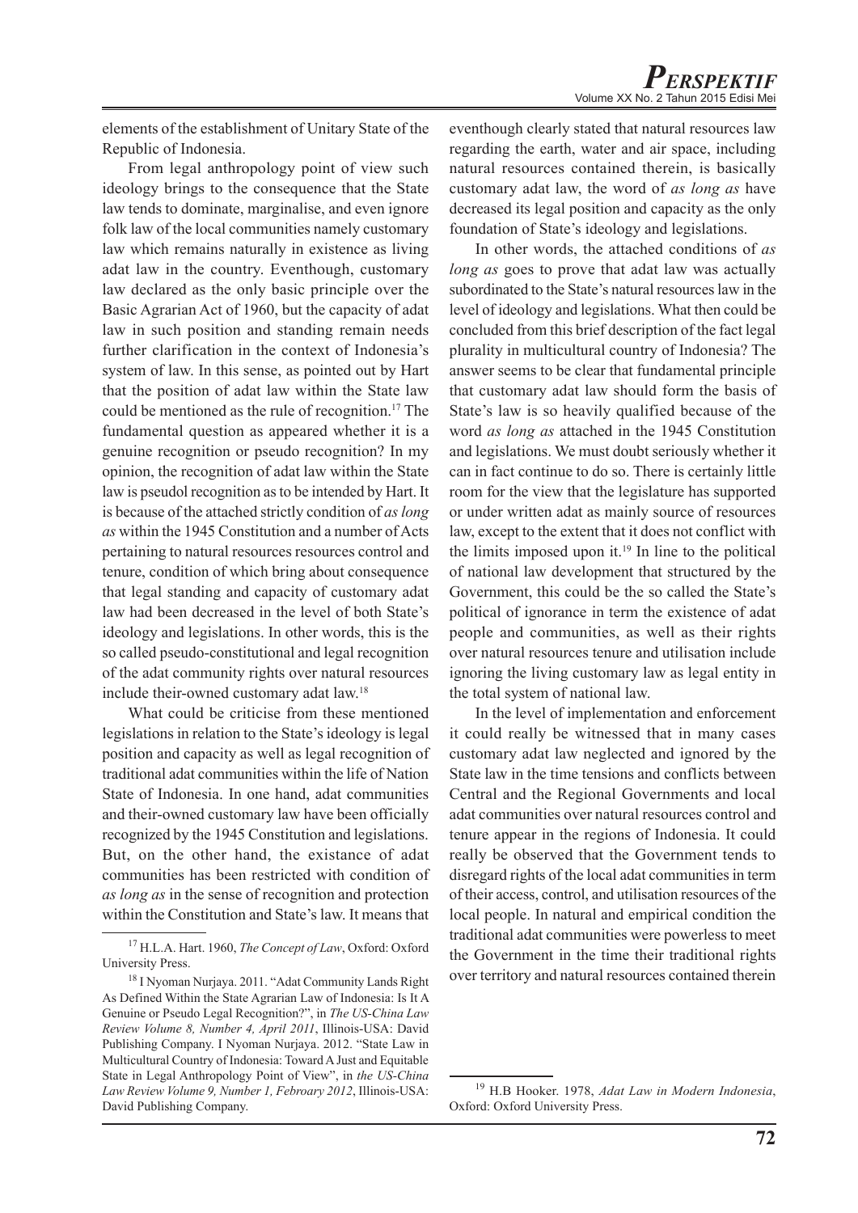elements of the establishment of Unitary State of the Republic of Indonesia.

From legal anthropology point of view such ideology brings to the consequence that the State law tends to dominate, marginalise, and even ignore folk law of the local communities namely customary law which remains naturally in existence as living adat law in the country. Eventhough, customary law declared as the only basic principle over the Basic Agrarian Act of 1960, but the capacity of adat law in such position and standing remain needs further clarification in the context of Indonesia's system of law. In this sense, as pointed out by Hart that the position of adat law within the State law could be mentioned as the rule of recognition.[17] The fundamental question as appeared whether it is a genuine recognition or pseudo recognition? In my opinion, the recognition of adat law within the State law is pseudol recognition as to be intended by Hart. It is because of the attached strictly condition of *as long as* within the 1945 Constitution and a number of Acts pertaining to natural resources resources control and tenure, condition of which bring about consequence that legal standing and capacity of customary adat law had been decreased in the level of both State's ideology and legislations. In other words, this is the so called pseudo-constitutional and legal recognition of the adat community rights over natural resources include their-owned customary adat law.[18]

What could be criticise from these mentioned legislations in relation to the State's ideology is legal position and capacity as well as legal recognition of traditional adat communities within the life of Nation State of Indonesia. In one hand, adat communities and their-owned customary law have been officially recognized by the 1945 Constitution and legislations. But, on the other hand, the existance of adat communities has been restricted with condition of *as long as* in the sense of recognition and protection within the Constitution and State's law. It means that eventhough clearly stated that natural resources law regarding the earth, water and air space, including natural resources contained therein, is basically customary adat law, the word of *as long as* have decreased its legal position and capacity as the only foundation of State's ideology and legislations.

In other words, the attached conditions of *as long as* goes to prove that adat law was actually subordinated to the State's natural resources law in the level of ideology and legislations. What then could be concluded from this brief description of the fact legal plurality in multicultural country of Indonesia? The answer seems to be clear that fundamental principle that customary adat law should form the basis of State's law is so heavily qualified because of the word *as long as* attached in the 1945 Constitution and legislations. We must doubt seriously whether it can in fact continue to do so. There is certainly little room for the view that the legislature has supported or under written adat as mainly source of resources law, except to the extent that it does not conflict with the limits imposed upon it.[19] In line to the political of national law development that structured by the Government, this could be the so called the State's political of ignorance in term the existence of adat people and communities, as well as their rights over natural resources tenure and utilisation include ignoring the living customary law as legal entity in the total system of national law.

In the level of implementation and enforcement it could really be witnessed that in many cases customary adat law neglected and ignored by the State law in the time tensions and conflicts between Central and the Regional Governments and local adat communities over natural resources control and tenure appear in the regions of Indonesia. It could really be observed that the Government tends to disregard rights of the local adat communities in term of their access, control, and utilisation resources of the local people. In natural and empirical condition the traditional adat communities were powerless to meet the Government in the time their traditional rights over territory and natural resources contained therein

---

[17] H.L.A. Hart. 1960, *The Concept of Law*, Oxford: Oxford University Press.

[18] I Nyoman Nurjaya. 2011. "Adat Community Lands Right As Defined Within the State Agrarian Law of Indonesia: Is It A Genuine or Pseudo Legal Recognition?", in *The US-China Law Review Volume 8, Number 4, April 2011*, Illinois-USA: David Publishing Company. I Nyoman Nurjaya. 2012. "State Law in Multicultural Country of Indonesia: Toward A Just and Equitable State in Legal Anthropology Point of View", in *the US-China Law Review Volume 9, Number 1, Febroary 2012*, Illinois-USA: David Publishing Company.

[19] H.B Hooker. 1978, *Adat Law in Modern Indonesia*, Oxford: Oxford University Press.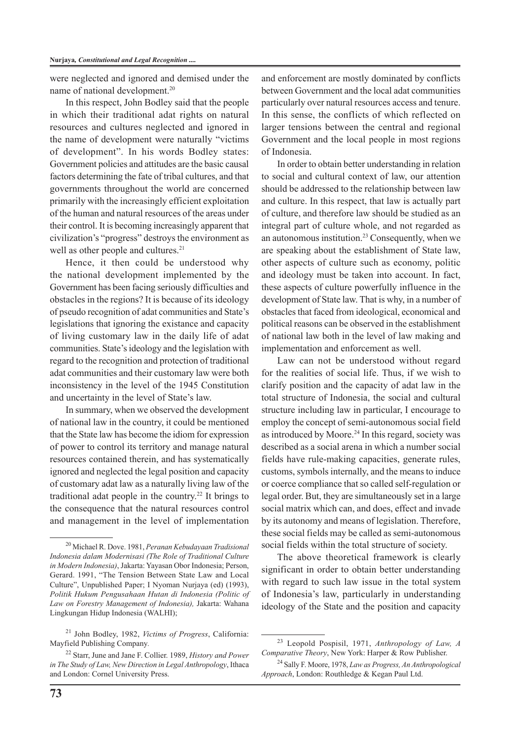were neglected and ignored and demised under the name of national development.[20]

In this respect, John Bodley said that the people in which their traditional adat rights on natural resources and cultures neglected and ignored in the name of development were naturally "victims of development". In his words Bodley states: Government policies and attitudes are the basic causal factors determining the fate of tribal cultures, and that governments throughout the world are concerned primarily with the increasingly efficient exploitation of the human and natural resources of the areas under their control. It is becoming increasingly apparent that civilization's "progress" destroys the environment as well as other people and cultures.[21]

Hence, it then could be understood why the national development implemented by the Government has been facing seriously difficulties and obstacles in the regions? It is because of its ideology of pseudo recognition of adat communities and State's legislations that ignoring the existance and capacity of living customary law in the daily life of adat communities. State's ideology and the legislation with regard to the recognition and protection of traditional adat communities and their customary law were both inconsistency in the level of the 1945 Constitution and uncertainty in the level of State's law.

In summary, when we observed the development of national law in the country, it could be mentioned that the State law has become the idiom for expression of power to control its territory and manage natural resources contained therein, and has systematically ignored and neglected the legal position and capacity of customary adat law as a naturally living law of the traditional adat people in the country.[22] It brings to the consequence that the natural resources control and management in the level of implementation and enforcement are mostly dominated by conflicts between Government and the local adat communities particularly over natural resources access and tenure. In this sense, the conflicts of which reflected on larger tensions between the central and regional Government and the local people in most regions of Indonesia.

In order to obtain better understanding in relation to social and cultural context of law, our attention should be addressed to the relationship between law and culture. In this respect, that law is actually part of culture, and therefore law should be studied as an integral part of culture whole, and not regarded as an autonomous institution.[23] Consequently, when we are speaking about the establishment of State law, other aspects of culture such as economy, politic and ideology must be taken into account. In fact, these aspects of culture powerfully influence in the development of State law. That is why, in a number of obstacles that faced from ideological, economical and political reasons can be observed in the establishment of national law both in the level of law making and implementation and enforcement as well.

Law can not be understood without regard for the realities of social life. Thus, if we wish to clarify position and the capacity of adat law in the total structure of Indonesia, the social and cultural structure including law in particular, I encourage to employ the concept of semi-autonomous social field as introduced by Moore.[24] In this regard, society was described as a social arena in which a number social fields have rule-making capacities, generate rules, customs, symbols internally, and the means to induce or coerce compliance that so called self-regulation or legal order. But, they are simultaneously set in a large social matrix which can, and does, effect and invade by its autonomy and means of legislation. Therefore, these social fields may be called as semi-autonomous social fields within the total structure of society.

The above theoretical framework is clearly significant in order to obtain better understanding with regard to such law issue in the total system of Indonesia's law, particularly in understanding ideology of the State and the position and capacity

---

[20] Michael R. Dove. 1981, *Peranan Kebudayaan Tradisional Indonesia dalam Modernisasi (The Role of Traditional Culture in Modern Indonesia)*, Jakarta: Yayasan Obor Indonesia; Person, Gerard. 1991, "The Tension Between State Law and Local Culture", Unpublished Paper; I Nyoman Nurjaya (ed) (1993), *Politik Hukum Pengusahaan Hutan di Indonesia (Politic of Law on Forestry Management of Indonesia),* Jakarta: Wahana Lingkungan Hidup Indonesia (WALHI);

[21] John Bodley, 1982, *Victims of Progress*, California: Mayfield Publishing Company.

[22] Starr, June and Jane F. Collier. 1989, *History and Power in The Study of Law, New Direction in Legal Anthropology*, Ithaca and London: Cornel University Press.

[23] Leopold Pospisil, 1971, *Anthropology of Law, A Comparative Theory*, New York: Harper & Row Publisher.

[24] Sally F. Moore, 1978, *Law as Progress, An Anthropological Approach*, London: Routhledge & Kegan Paul Ltd.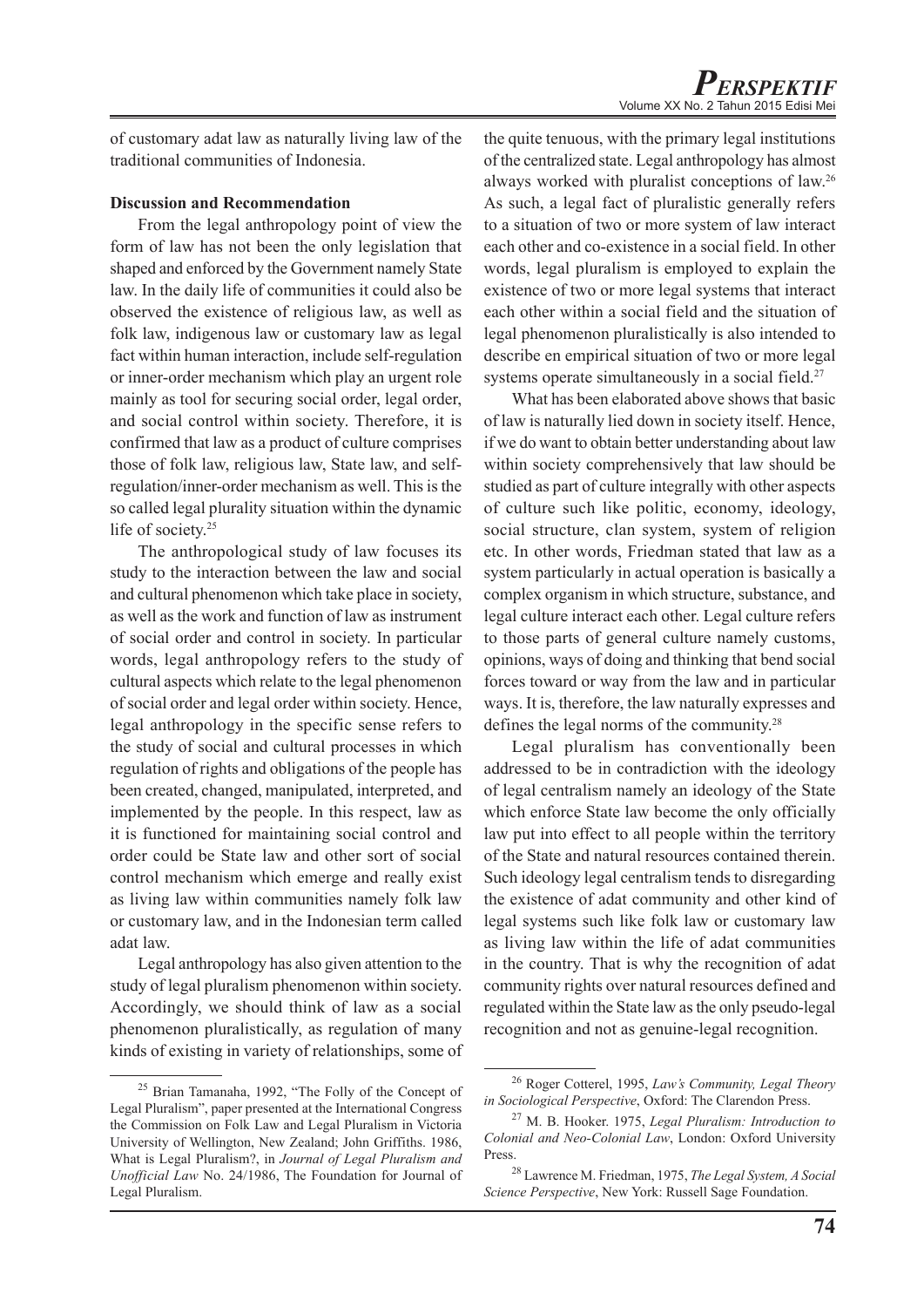of customary adat law as naturally living law of the traditional communities of Indonesia.

**Discussion and Recommendation**

From the legal anthropology point of view the form of law has not been the only legislation that shaped and enforced by the Government namely State law. In the daily life of communities it could also be observed the existence of religious law, as well as folk law, indigenous law or customary law as legal fact within human interaction, include self-regulation or inner-order mechanism which play an urgent role mainly as tool for securing social order, legal order, and social control within society. Therefore, it is confirmed that law as a product of culture comprises those of folk law, religious law, State law, and self-regulation/inner-order mechanism as well. This is the so called legal plurality situation within the dynamic life of society.[25]

The anthropological study of law focuses its study to the interaction between the law and social and cultural phenomenon which take place in society, as well as the work and function of law as instrument of social order and control in society. In particular words, legal anthropology refers to the study of cultural aspects which relate to the legal phenomenon of social order and legal order within society. Hence, legal anthropology in the specific sense refers to the study of social and cultural processes in which regulation of rights and obligations of the people has been created, changed, manipulated, interpreted, and implemented by the people. In this respect, law as it is functioned for maintaining social control and order could be State law and other sort of social control mechanism which emerge and really exist as living law within communities namely folk law or customary law, and in the Indonesian term called adat law.

Legal anthropology has also given attention to the study of legal pluralism phenomenon within society. Accordingly, we should think of law as a social phenomenon pluralistically, as regulation of many kinds of existing in variety of relationships, some of the quite tenuous, with the primary legal institutions of the centralized state. Legal anthropology has almost always worked with pluralist conceptions of law.[26] As such, a legal fact of pluralistic generally refers to a situation of two or more system of law interact each other and co-existence in a social field. In other words, legal pluralism is employed to explain the existence of two or more legal systems that interact each other within a social field and the situation of legal phenomenon pluralistically is also intended to describe en empirical situation of two or more legal systems operate simultaneously in a social field.[27]

What has been elaborated above shows that basic of law is naturally lied down in society itself. Hence, if we do want to obtain better understanding about law within society comprehensively that law should be studied as part of culture integrally with other aspects of culture such like politic, economy, ideology, social structure, clan system, system of religion etc. In other words, Friedman stated that law as a system particularly in actual operation is basically a complex organism in which structure, substance, and legal culture interact each other. Legal culture refers to those parts of general culture namely customs, opinions, ways of doing and thinking that bend social forces toward or way from the law and in particular ways. It is, therefore, the law naturally expresses and defines the legal norms of the community.[28]

Legal pluralism has conventionally been addressed to be in contradiction with the ideology of legal centralism namely an ideology of the State which enforce State law become the only officially law put into effect to all people within the territory of the State and natural resources contained therein. Such ideology legal centralism tends to disregarding the existence of adat community and other kind of legal systems such like folk law or customary law as living law within the life of adat communities in the country. That is why the recognition of adat community rights over natural resources defined and regulated within the State law as the only pseudo-legal recognition and not as genuine-legal recognition.

---

[25] Brian Tamanaha, 1992, "The Folly of the Concept of Legal Pluralism", paper presented at the International Congress the Commission on Folk Law and Legal Pluralism in Victoria University of Wellington, New Zealand; John Griffiths. 1986, What is Legal Pluralism?, in *Journal of Legal Pluralism and Unofficial Law* No. 24/1986, The Foundation for Journal of Legal Pluralism.

[26] Roger Cotterel, 1995, *Law's Community, Legal Theory in Sociological Perspective*, Oxford: The Clarendon Press.

[27] M. B. Hooker. 1975, *Legal Pluralism: Introduction to Colonial and Neo-Colonial Law*, London: Oxford University Press.

[28] Lawrence M. Friedman, 1975, *The Legal System, A Social Science Perspective*, New York: Russell Sage Foundation.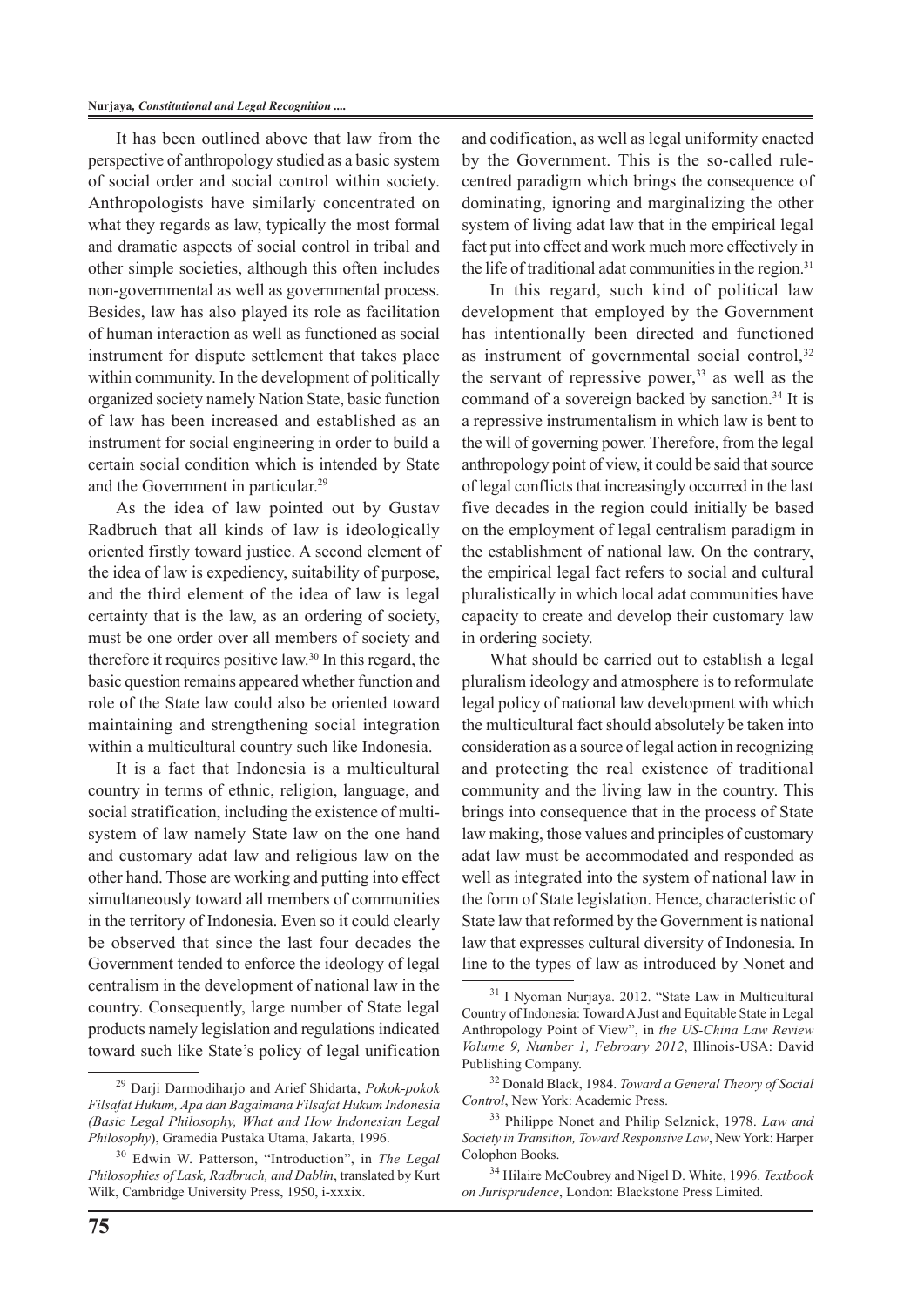It has been outlined above that law from the perspective of anthropology studied as a basic system of social order and social control within society. Anthropologists have similarly concentrated on what they regards as law, typically the most formal and dramatic aspects of social control in tribal and other simple societies, although this often includes non-governmental as well as governmental process. Besides, law has also played its role as facilitation of human interaction as well as functioned as social instrument for dispute settlement that takes place within community. In the development of politically organized society namely Nation State, basic function of law has been increased and established as an instrument for social engineering in order to build a certain social condition which is intended by State and the Government in particular.[29]

As the idea of law pointed out by Gustav Radbruch that all kinds of law is ideologically oriented firstly toward justice. A second element of the idea of law is expediency, suitability of purpose, and the third element of the idea of law is legal certainty that is the law, as an ordering of society, must be one order over all members of society and therefore it requires positive law.[30] In this regard, the basic question remains appeared whether function and role of the State law could also be oriented toward maintaining and strengthening social integration within a multicultural country such like Indonesia.

It is a fact that Indonesia is a multicultural country in terms of ethnic, religion, language, and social stratification, including the existence of multi-system of law namely State law on the one hand and customary adat law and religious law on the other hand. Those are working and putting into effect simultaneously toward all members of communities in the territory of Indonesia. Even so it could clearly be observed that since the last four decades the Government tended to enforce the ideology of legal centralism in the development of national law in the country. Consequently, large number of State legal products namely legislation and regulations indicated toward such like State's policy of legal unification and codification, as well as legal uniformity enacted by the Government. This is the so-called rule-centred paradigm which brings the consequence of dominating, ignoring and marginalizing the other system of living adat law that in the empirical legal fact put into effect and work much more effectively in the life of traditional adat communities in the region.[31]

In this regard, such kind of political law development that employed by the Government has intentionally been directed and functioned as instrument of governmental social control,[32] the servant of repressive power,[33] as well as the command of a sovereign backed by sanction.[34] It is a repressive instrumentalism in which law is bent to the will of governing power. Therefore, from the legal anthropology point of view, it could be said that source of legal conflicts that increasingly occurred in the last five decades in the region could initially be based on the employment of legal centralism paradigm in the establishment of national law. On the contrary, the empirical legal fact refers to social and cultural pluralistically in which local adat communities have capacity to create and develop their customary law in ordering society.

What should be carried out to establish a legal pluralism ideology and atmosphere is to reformulate legal policy of national law development with which the multicultural fact should absolutely be taken into consideration as a source of legal action in recognizing and protecting the real existence of traditional community and the living law in the country. This brings into consequence that in the process of State law making, those values and principles of customary adat law must be accommodated and responded as well as integrated into the system of national law in the form of State legislation. Hence, characteristic of State law that reformed by the Government is national law that expresses cultural diversity of Indonesia. In line to the types of law as introduced by Nonet and

---

[29] Darji Darmodiharjo and Arief Shidarta, *Pokok-pokok Filsafat Hukum, Apa dan Bagaimana Filsafat Hukum Indonesia (Basic Legal Philosophy, What and How Indonesian Legal Philosophy*), Gramedia Pustaka Utama, Jakarta, 1996.

[30] Edwin W. Patterson, "Introduction", in *The Legal Philosophies of Lask, Radbruch, and Dablin*, translated by Kurt Wilk, Cambridge University Press, 1950, i-xxxix.

[31] I Nyoman Nurjaya. 2012. "State Law in Multicultural Country of Indonesia: Toward A Just and Equitable State in Legal Anthropology Point of View", in *the US-China Law Review Volume 9, Number 1, Febroary 2012*, Illinois-USA: David Publishing Company.

[32] Donald Black, 1984. *Toward a General Theory of Social Control*, New York: Academic Press.

[33] Philippe Nonet and Philip Selznick, 1978. *Law and Society in Transition, Toward Responsive Law*, New York: Harper Colophon Books.

[34] Hilaire McCoubrey and Nigel D. White, 1996. *Textbook on Jurisprudence*, London: Blackstone Press Limited.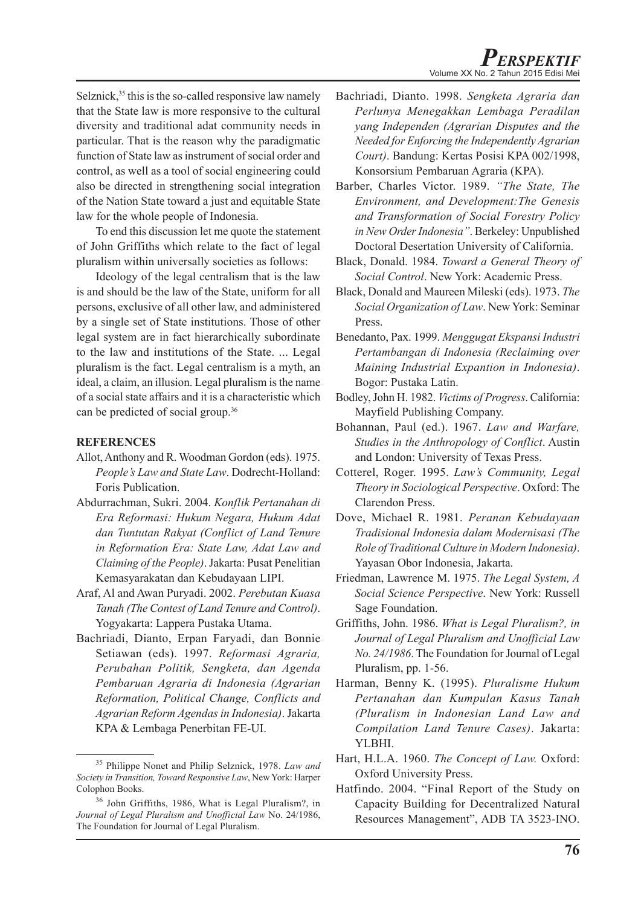Selznick,[35] this is the so-called responsive law namely that the State law is more responsive to the cultural diversity and traditional adat community needs in particular. That is the reason why the paradigmatic function of State law as instrument of social order and control, as well as a tool of social engineering could also be directed in strengthening social integration of the Nation State toward a just and equitable State law for the whole people of Indonesia.

To end this discussion let me quote the statement of John Griffiths which relate to the fact of legal pluralism within universally societies as follows:

Ideology of the legal centralism that is the law is and should be the law of the State, uniform for all persons, exclusive of all other law, and administered by a single set of State institutions. Those of other legal system are in fact hierarchically subordinate to the law and institutions of the State. ... Legal pluralism is the fact. Legal centralism is a myth, an ideal, a claim, an illusion. Legal pluralism is the name of a social state affairs and it is a characteristic which can be predicted of social group.[36]

## REFERENCES

Allot, Anthony and R. Woodman Gordon (eds). 1975. *People's Law and State Law*. Dodrecht-Holland: Foris Publication.

Abdurrachman, Sukri. 2004. *Konflik Pertanahan di Era Reformasi: Hukum Negara, Hukum Adat dan Tuntutan Rakyat (Conflict of Land Tenure in Reformation Era: State Law, Adat Law and Claiming of the People)*. Jakarta: Pusat Penelitian Kemasyarakatan dan Kebudayaan LIPI.

Araf, Al and Awan Puryadi. 2002. *Perebutan Kuasa Tanah (The Contest of Land Tenure and Control)*. Yogyakarta: Lappera Pustaka Utama.

Bachriadi, Dianto, Erpan Faryadi, dan Bonnie Setiawan (eds). 1997. *Reformasi Agraria, Perubahan Politik, Sengketa, dan Agenda Pembaruan Agraria di Indonesia (Agrarian Reformation, Political Change, Conflicts and Agrarian Reform Agendas in Indonesia)*. Jakarta KPA & Lembaga Penerbitan FE-UI.

Bachriadi, Dianto. 1998. *Sengketa Agraria dan Perlunya Menegakkan Lembaga Peradilan yang Independen (Agrarian Disputes and the Needed for Enforcing the Independently Agrarian Court)*. Bandung: Kertas Posisi KPA 002/1998, Konsorsium Pembaruan Agraria (KPA).

Barber, Charles Victor. 1989. *"The State, The Environment, and Development:The Genesis and Transformation of Social Forestry Policy in New Order Indonesia"*. Berkeley: Unpublished Doctoral Desertation University of California.

Black, Donald. 1984. *Toward a General Theory of Social Control*. New York: Academic Press.

Black, Donald and Maureen Mileski (eds). 1973. *The Social Organization of Law*. New York: Seminar Press.

Benedanto, Pax. 1999. *Menggugat Ekspansi Industri Pertambangan di Indonesia (Reclaiming over Maining Industrial Expantion in Indonesia)*. Bogor: Pustaka Latin.

Bodley, John H. 1982. *Victims of Progress*. California: Mayfield Publishing Company.

Bohannan, Paul (ed.). 1967. *Law and Warfare, Studies in the Anthropology of Conflict*. Austin and London: University of Texas Press.

Cotterel, Roger. 1995. *Law's Community, Legal Theory in Sociological Perspective*. Oxford: The Clarendon Press.

Dove, Michael R. 1981. *Peranan Kebudayaan Tradisional Indonesia dalam Modernisasi (The Role of Traditional Culture in Modern Indonesia)*. Yayasan Obor Indonesia, Jakarta.

Friedman, Lawrence M. 1975. *The Legal System, A Social Science Perspective*. New York: Russell Sage Foundation.

Griffiths, John. 1986. *What is Legal Pluralism?, in Journal of Legal Pluralism and Unofficial Law No. 24/1986*. The Foundation for Journal of Legal Pluralism, pp. 1-56.

Harman, Benny K. (1995). *Pluralisme Hukum Pertanahan dan Kumpulan Kasus Tanah (Pluralism in Indonesian Land Law and Compilation Land Tenure Cases)*. Jakarta: YLBHI.

Hart, H.L.A. 1960. *The Concept of Law.* Oxford: Oxford University Press.

Hatfindo. 2004. "Final Report of the Study on Capacity Building for Decentralized Natural Resources Management", ADB TA 3523-INO.

---

[35] Philippe Nonet and Philip Selznick, 1978. *Law and Society in Transition, Toward Responsive Law*, New York: Harper Colophon Books.

[36] John Griffiths, 1986, What is Legal Pluralism?, in *Journal of Legal Pluralism and Unofficial Law* No. 24/1986, The Foundation for Journal of Legal Pluralism.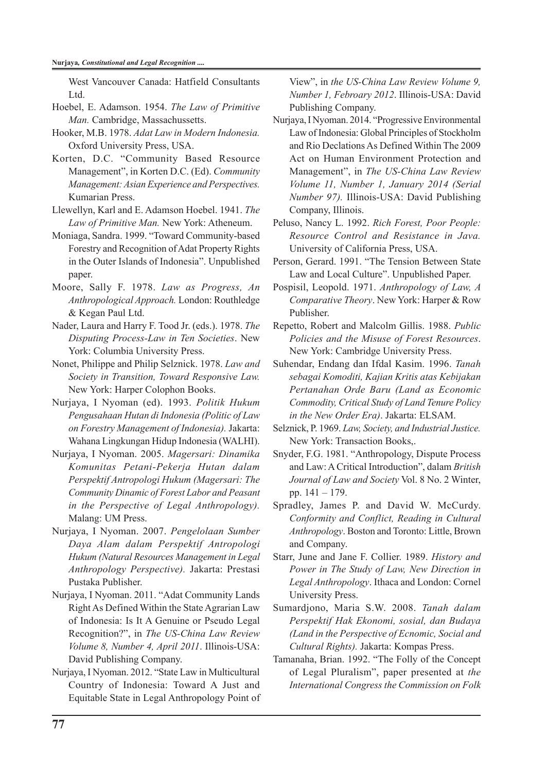West Vancouver Canada: Hatfield Consultants Ltd.

Hoebel, E. Adamson. 1954. *The Law of Primitive Man.* Cambridge, Massachussetts.

Hooker, M.B. 1978. *Adat Law in Modern Indonesia.* Oxford University Press, USA.

Korten, D.C. "Community Based Resource Management", in Korten D.C. (Ed). *Community Management: Asian Experience and Perspectives.* Kumarian Press.

Llewellyn, Karl and E. Adamson Hoebel. 1941. *The Law of Primitive Man.* New York: Atheneum.

Moniaga, Sandra. 1999. "Toward Community-based Forestry and Recognition of Adat Property Rights in the Outer Islands of Indonesia". Unpublished paper.

Moore, Sally F. 1978. *Law as Progress, An Anthropological Approach.* London: Routhledge & Kegan Paul Ltd.

Nader, Laura and Harry F. Tood Jr. (eds.). 1978. *The Disputing Process-Law in Ten Societies*. New York: Columbia University Press.

Nonet, Philippe and Philip Selznick. 1978. *Law and Society in Transition, Toward Responsive Law.* New York: Harper Colophon Books.

Nurjaya, I Nyoman (ed). 1993. *Politik Hukum Pengusahaan Hutan di Indonesia (Politic of Law on Forestry Management of Indonesia).* Jakarta: Wahana Lingkungan Hidup Indonesia (WALHI).

Nurjaya, I Nyoman. 2005. *Magersari: Dinamika Komunitas Petani-Pekerja Hutan dalam Perspektif Antropologi Hukum (Magersari: The Community Dinamic of Forest Labor and Peasant in the Perspective of Legal Anthropology).* Malang: UM Press.

Nurjaya, I Nyoman. 2007. *Pengelolaan Sumber Daya Alam dalam Perspektif Antropologi Hukum (Natural Resources Management in Legal Anthropology Perspective).* Jakarta: Prestasi Pustaka Publisher.

Nurjaya, I Nyoman. 2011. "Adat Community Lands Right As Defined Within the State Agrarian Law of Indonesia: Is It A Genuine or Pseudo Legal Recognition?", in *The US-China Law Review Volume 8, Number 4, April 2011*. Illinois-USA: David Publishing Company.

Nurjaya, I Nyoman. 2012. "State Law in Multicultural Country of Indonesia: Toward A Just and Equitable State in Legal Anthropology Point of View", in *the US-China Law Review Volume 9, Number 1, Febroary 2012*. Illinois-USA: David Publishing Company.

Nurjaya, I Nyoman. 2014. "Progressive Environmental Law of Indonesia: Global Principles of Stockholm and Rio Declations As Defined Within The 2009 Act on Human Environment Protection and Management", in *The US-China Law Review Volume 11, Number 1, January 2014 (Serial Number 97).* Illinois-USA: David Publishing Company, Illinois.

Peluso, Nancy L. 1992. *Rich Forest, Poor People: Resource Control and Resistance in Java.* University of California Press, USA.

Person, Gerard. 1991. "The Tension Between State Law and Local Culture". Unpublished Paper.

Pospisil, Leopold. 1971. *Anthropology of Law, A Comparative Theory*. New York: Harper & Row Publisher.

Repetto, Robert and Malcolm Gillis. 1988. *Public Policies and the Misuse of Forest Resources*. New York: Cambridge University Press.

Suhendar, Endang dan Ifdal Kasim. 1996. *Tanah sebagai Komoditi, Kajian Kritis atas Kebijakan Pertanahan Orde Baru (Land as Economic Commodity, Critical Study of Land Tenure Policy in the New Order Era)*. Jakarta: ELSAM.

Selznick, P. 1969. *Law, Society, and Industrial Justice.* New York: Transaction Books,.

Snyder, F.G. 1981. "Anthropology, Dispute Process and Law: A Critical Introduction", dalam *British Journal of Law and Society* Vol. 8 No. 2 Winter, pp. 141 – 179.

Spradley, James P. and David W. McCurdy. *Conformity and Conflict, Reading in Cultural Anthropology*. Boston and Toronto: Little, Brown and Company.

Starr, June and Jane F. Collier. 1989. *History and Power in The Study of Law, New Direction in Legal Anthropology*. Ithaca and London: Cornel University Press.

Sumardjono, Maria S.W. 2008. *Tanah dalam Perspektif Hak Ekonomi, sosial, dan Budaya (Land in the Perspective of Ecnomic, Social and Cultural Rights).* Jakarta: Kompas Press.

Tamanaha, Brian. 1992. "The Folly of the Concept of Legal Pluralism", paper presented at *the International Congress the Commission on Folk*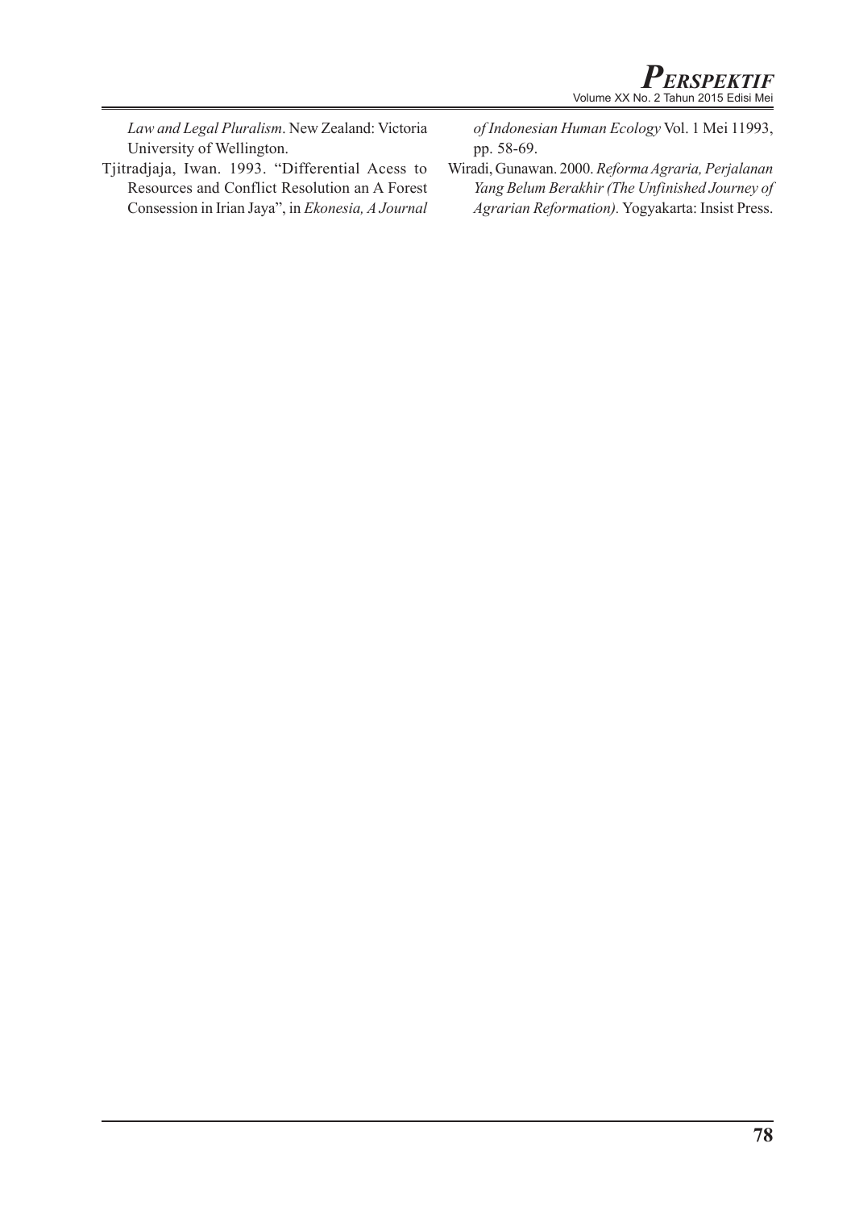*Law and Legal Pluralism*. New Zealand: Victoria University of Wellington.

Tjitradjaja, Iwan. 1993. "Differential Acess to Resources and Conflict Resolution an A Forest Consession in Irian Jaya", in *Ekonesia, A Journal of Indonesian Human Ecology* Vol. 1 Mei 11993, pp. 58-69.

Wiradi, Gunawan. 2000. *Reforma Agraria, Perjalanan Yang Belum Berakhir (The Unfinished Journey of Agrarian Reformation)*. Yogyakarta: Insist Press.